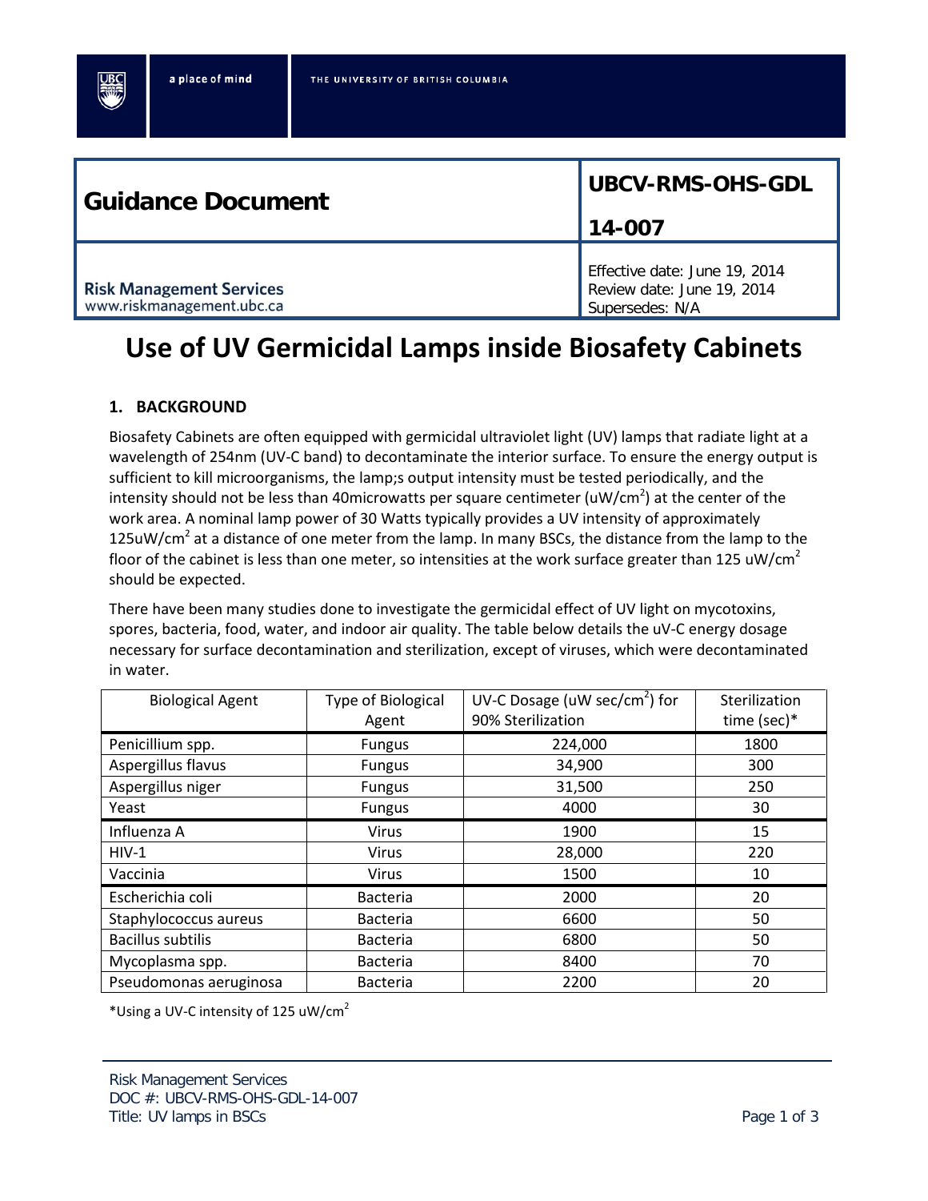| Guidance Document | UBCV-RMS-OHS-GDL 14-007 |
| --- | --- |
| Risk Management Services<br>www.riskmanagement.ubc.ca | Effective date: June 19, 2014<br>Review date: June 19, 2014<br>Supersedes: N/A |

# Use of UV Germicidal Lamps inside Biosafety Cabinets

## 1. BACKGROUND

Biosafety Cabinets are often equipped with germicidal ultraviolet light (UV) lamps that radiate light at a wavelength of 254nm (UV-C band) to decontaminate the interior surface. To ensure the energy output is sufficient to kill microorganisms, the lamp;s output intensity must be tested periodically, and the intensity should not be less than 40microwatts per square centimeter (uW/cm$^2$) at the center of the work area. A nominal lamp power of 30 Watts typically provides a UV intensity of approximately 125uW/cm$^2$ at a distance of one meter from the lamp. In many BSCs, the distance from the lamp to the floor of the cabinet is less than one meter, so intensities at the work surface greater than 125 uW/cm$^2$ should be expected.

There have been many studies done to investigate the germicidal effect of UV light on mycotoxins, spores, bacteria, food, water, and indoor air quality. The table below details the uV-C energy dosage necessary for surface decontamination and sterilization, except of viruses, which were decontaminated in water.

| Biological Agent | Type of Biological Agent | UV-C Dosage (uW sec/cm$^2$) for 90% Sterilization | Sterilization time (sec)* |
| --- | --- | --- | --- |
| Penicillium spp. | Fungus | 224,000 | 1800 |
| Aspergillus flavus | Fungus | 34,900 | 300 |
| Aspergillus niger | Fungus | 31,500 | 250 |
| Yeast | Fungus | 4000 | 30 |
| Influenza A | Virus | 1900 | 15 |
| HIV-1 | Virus | 28,000 | 220 |
| Vaccinia | Virus | 1500 | 10 |
| Escherichia coli | Bacteria | 2000 | 20 |
| Staphylococcus aureus | Bacteria | 6600 | 50 |
| Bacillus subtilis | Bacteria | 6800 | 50 |
| Mycoplasma spp. | Bacteria | 8400 | 70 |
| Pseudomonas aeruginosa | Bacteria | 2200 | 20 |

*Using a UV-C intensity of 125 uW/cm$^2$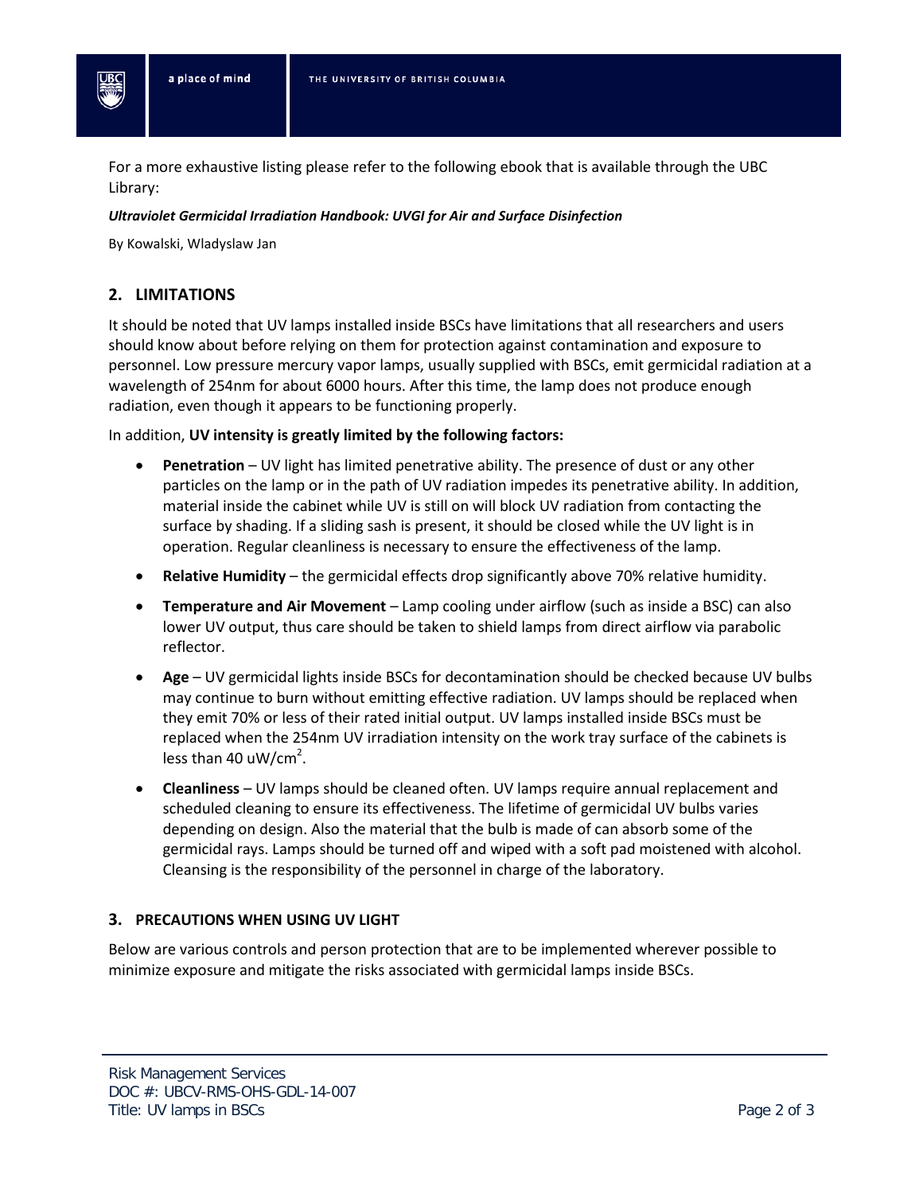For a more exhaustive listing please refer to the following ebook that is available through the UBC Library:

***Ultraviolet Germicidal Irradiation Handbook: UVGI for Air and Surface Disinfection***

By Kowalski, Wladyslaw Jan

## 2. LIMITATIONS

It should be noted that UV lamps installed inside BSCs have limitations that all researchers and users should know about before relying on them for protection against contamination and exposure to personnel. Low pressure mercury vapor lamps, usually supplied with BSCs, emit germicidal radiation at a wavelength of 254nm for about 6000 hours. After this time, the lamp does not produce enough radiation, even though it appears to be functioning properly.

In addition, **UV intensity is greatly limited by the following factors:**

- **Penetration** – UV light has limited penetrative ability. The presence of dust or any other particles on the lamp or in the path of UV radiation impedes its penetrative ability. In addition, material inside the cabinet while UV is still on will block UV radiation from contacting the surface by shading. If a sliding sash is present, it should be closed while the UV light is in operation. Regular cleanliness is necessary to ensure the effectiveness of the lamp.
- **Relative Humidity** – the germicidal effects drop significantly above 70% relative humidity.
- **Temperature and Air Movement** – Lamp cooling under airflow (such as inside a BSC) can also lower UV output, thus care should be taken to shield lamps from direct airflow via parabolic reflector.
- **Age** – UV germicidal lights inside BSCs for decontamination should be checked because UV bulbs may continue to burn without emitting effective radiation. UV lamps should be replaced when they emit 70% or less of their rated initial output. UV lamps installed inside BSCs must be replaced when the 254nm UV irradiation intensity on the work tray surface of the cabinets is less than 40 uW/cm$^2$.
- **Cleanliness** – UV lamps should be cleaned often. UV lamps require annual replacement and scheduled cleaning to ensure its effectiveness. The lifetime of germicidal UV bulbs varies depending on design. Also the material that the bulb is made of can absorb some of the germicidal rays. Lamps should be turned off and wiped with a soft pad moistened with alcohol. Cleansing is the responsibility of the personnel in charge of the laboratory.

## 3. PRECAUTIONS WHEN USING UV LIGHT

Below are various controls and person protection that are to be implemented wherever possible to minimize exposure and mitigate the risks associated with germicidal lamps inside BSCs.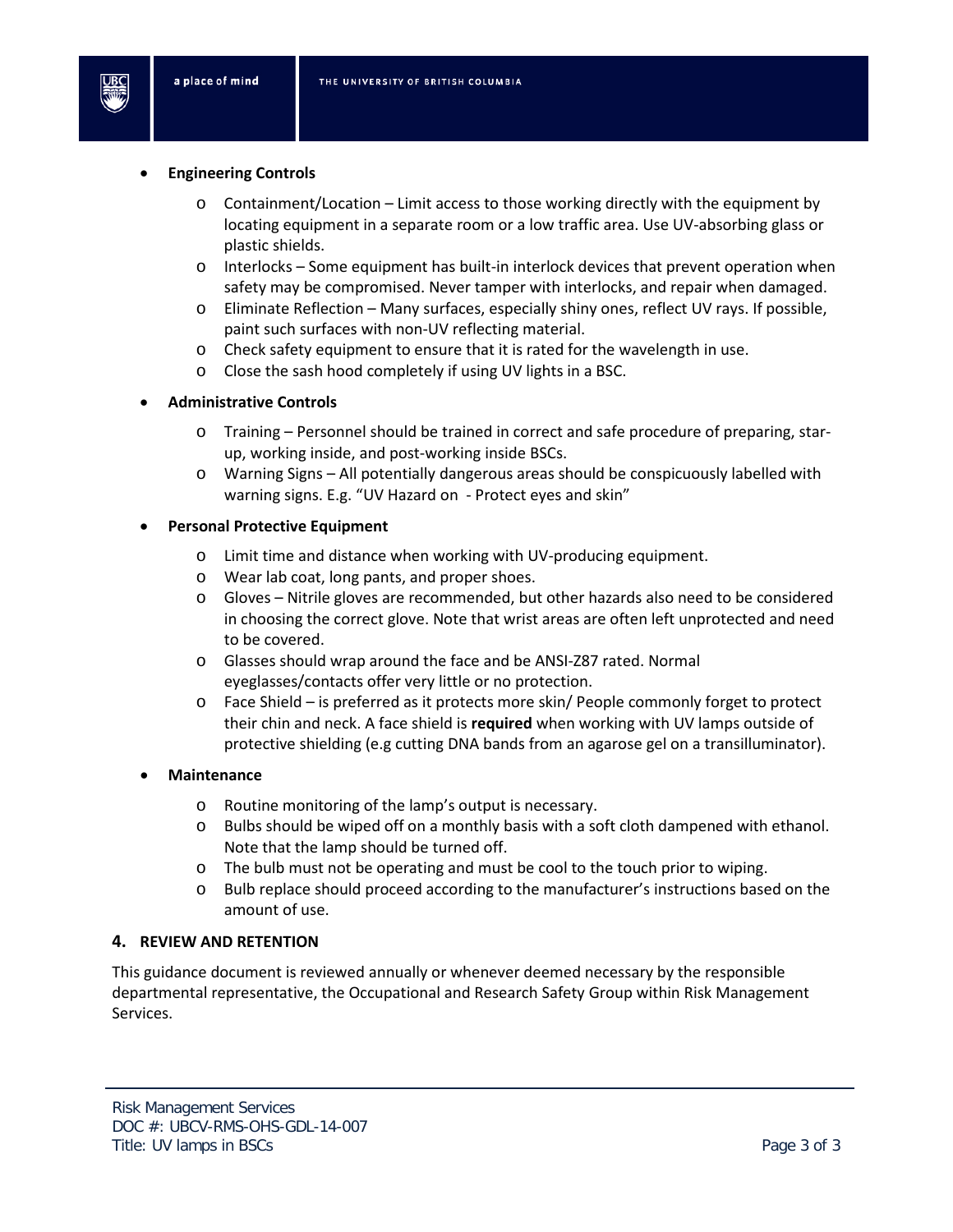- **Engineering Controls**
  - Containment/Location – Limit access to those working directly with the equipment by locating equipment in a separate room or a low traffic area. Use UV-absorbing glass or plastic shields.
  - Interlocks – Some equipment has built-in interlock devices that prevent operation when safety may be compromised. Never tamper with interlocks, and repair when damaged.
  - Eliminate Reflection – Many surfaces, especially shiny ones, reflect UV rays. If possible, paint such surfaces with non-UV reflecting material.
  - Check safety equipment to ensure that it is rated for the wavelength in use.
  - Close the sash hood completely if using UV lights in a BSC.
- **Administrative Controls**
  - Training – Personnel should be trained in correct and safe procedure of preparing, star-up, working inside, and post-working inside BSCs.
  - Warning Signs – All potentially dangerous areas should be conspicuously labelled with warning signs. E.g. "UV Hazard on - Protect eyes and skin"
- **Personal Protective Equipment**
  - Limit time and distance when working with UV-producing equipment.
  - Wear lab coat, long pants, and proper shoes.
  - Gloves – Nitrile gloves are recommended, but other hazards also need to be considered in choosing the correct glove. Note that wrist areas are often left unprotected and need to be covered.
  - Glasses should wrap around the face and be ANSI-Z87 rated. Normal eyeglasses/contacts offer very little or no protection.
  - Face Shield – is preferred as it protects more skin/ People commonly forget to protect their chin and neck. A face shield is **required** when working with UV lamps outside of protective shielding (e.g cutting DNA bands from an agarose gel on a transilluminator).
- **Maintenance**
  - Routine monitoring of the lamp's output is necessary.
  - Bulbs should be wiped off on a monthly basis with a soft cloth dampened with ethanol. Note that the lamp should be turned off.
  - The bulb must not be operating and must be cool to the touch prior to wiping.
  - Bulb replace should proceed according to the manufacturer's instructions based on the amount of use.

## 4. REVIEW AND RETENTION

This guidance document is reviewed annually or whenever deemed necessary by the responsible departmental representative, the Occupational and Research Safety Group within Risk Management Services.